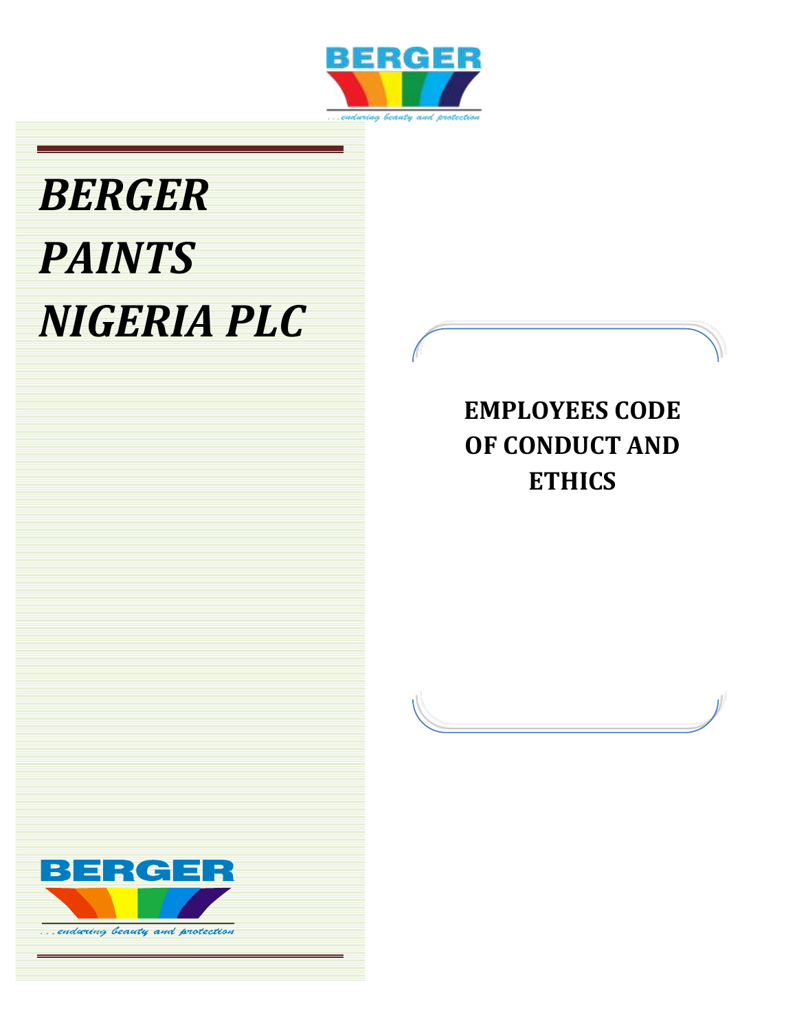BERGER

...enduring beauty and protection

# *BERGER PAINTS NIGERIA PLC*

## EMPLOYEES CODE OF CONDUCT AND ETHICS

BERGER

...enduring beauty and protection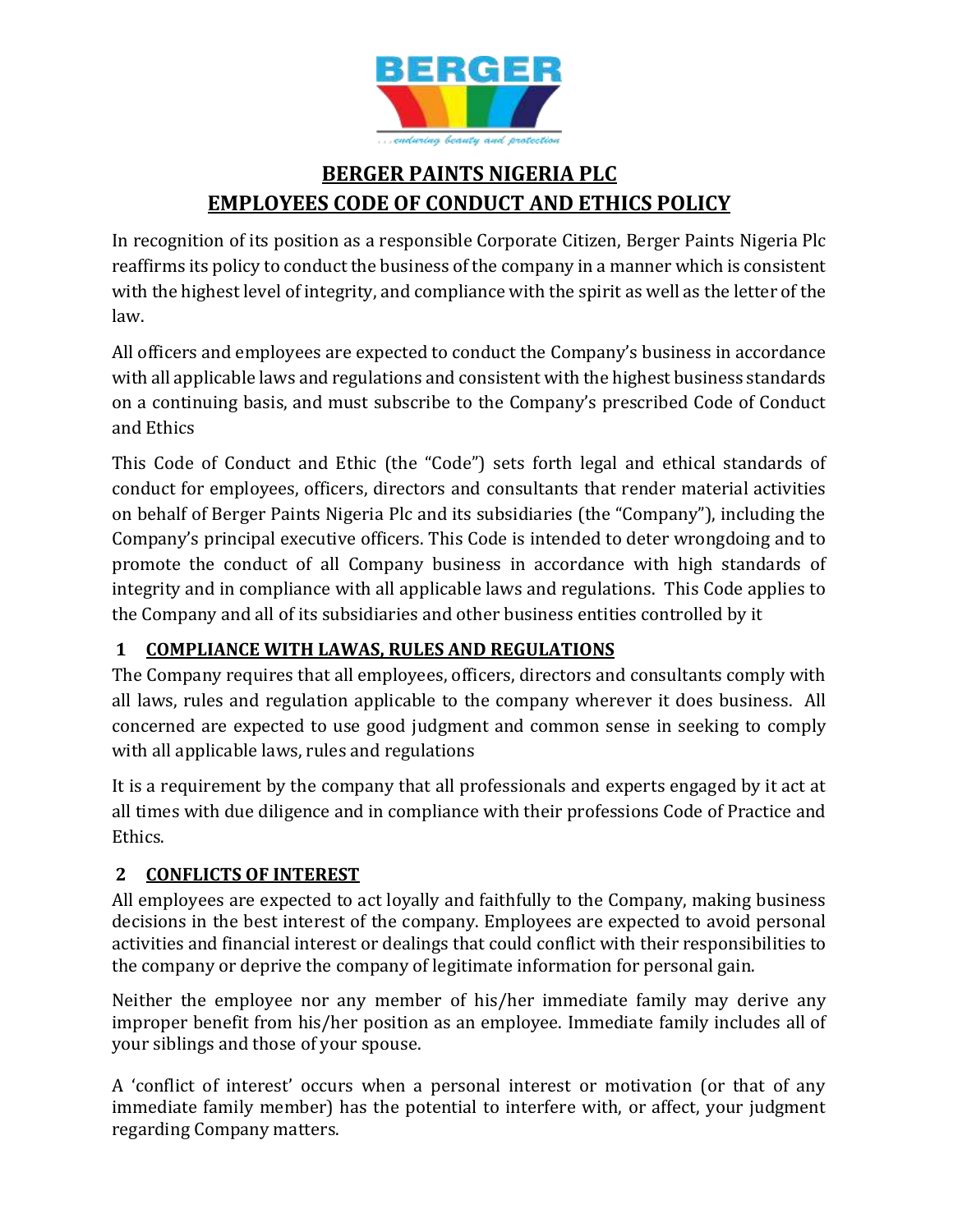# BERGER PAINTS NIGERIA PLC
# EMPLOYEES CODE OF CONDUCT AND ETHICS POLICY

In recognition of its position as a responsible Corporate Citizen, Berger Paints Nigeria Plc reaffirms its policy to conduct the business of the company in a manner which is consistent with the highest level of integrity, and compliance with the spirit as well as the letter of the law.

All officers and employees are expected to conduct the Company's business in accordance with all applicable laws and regulations and consistent with the highest business standards on a continuing basis, and must subscribe to the Company's prescribed Code of Conduct and Ethics

This Code of Conduct and Ethic (the "Code") sets forth legal and ethical standards of conduct for employees, officers, directors and consultants that render material activities on behalf of Berger Paints Nigeria Plc and its subsidiaries (the "Company"), including the Company's principal executive officers. This Code is intended to deter wrongdoing and to promote the conduct of all Company business in accordance with high standards of integrity and in compliance with all applicable laws and regulations. This Code applies to the Company and all of its subsidiaries and other business entities controlled by it

## 1 COMPLIANCE WITH LAWAS, RULES AND REGULATIONS

The Company requires that all employees, officers, directors and consultants comply with all laws, rules and regulation applicable to the company wherever it does business. All concerned are expected to use good judgment and common sense in seeking to comply with all applicable laws, rules and regulations

It is a requirement by the company that all professionals and experts engaged by it act at all times with due diligence and in compliance with their professions Code of Practice and Ethics.

## 2 CONFLICTS OF INTEREST

All employees are expected to act loyally and faithfully to the Company, making business decisions in the best interest of the company. Employees are expected to avoid personal activities and financial interest or dealings that could conflict with their responsibilities to the company or deprive the company of legitimate information for personal gain.

Neither the employee nor any member of his/her immediate family may derive any improper benefit from his/her position as an employee. Immediate family includes all of your siblings and those of your spouse.

A 'conflict of interest' occurs when a personal interest or motivation (or that of any immediate family member) has the potential to interfere with, or affect, your judgment regarding Company matters.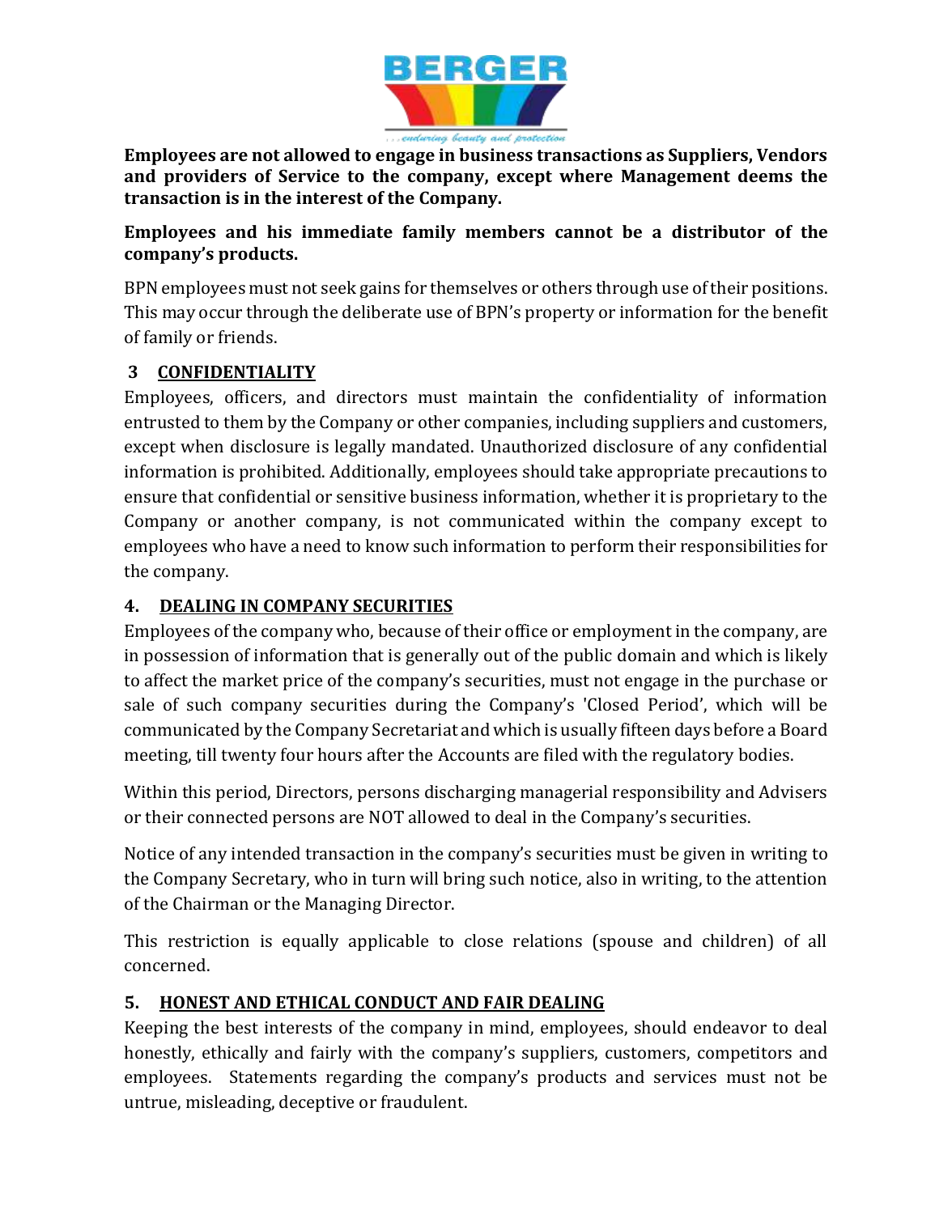**Employees are not allowed to engage in business transactions as Suppliers, Vendors and providers of Service to the company, except where Management deems the transaction is in the interest of the Company.**

**Employees and his immediate family members cannot be a distributor of the company's products.**

BPN employees must not seek gains for themselves or others through use of their positions. This may occur through the deliberate use of BPN's property or information for the benefit of family or friends.

## 3 CONFIDENTIALITY

Employees, officers, and directors must maintain the confidentiality of information entrusted to them by the Company or other companies, including suppliers and customers, except when disclosure is legally mandated. Unauthorized disclosure of any confidential information is prohibited. Additionally, employees should take appropriate precautions to ensure that confidential or sensitive business information, whether it is proprietary to the Company or another company, is not communicated within the company except to employees who have a need to know such information to perform their responsibilities for the company.

## 4. DEALING IN COMPANY SECURITIES

Employees of the company who, because of their office or employment in the company, are in possession of information that is generally out of the public domain and which is likely to affect the market price of the company's securities, must not engage in the purchase or sale of such company securities during the Company's 'Closed Period', which will be communicated by the Company Secretariat and which is usually fifteen days before a Board meeting, till twenty four hours after the Accounts are filed with the regulatory bodies.

Within this period, Directors, persons discharging managerial responsibility and Advisers or their connected persons are NOT allowed to deal in the Company's securities.

Notice of any intended transaction in the company's securities must be given in writing to the Company Secretary, who in turn will bring such notice, also in writing, to the attention of the Chairman or the Managing Director.

This restriction is equally applicable to close relations (spouse and children) of all concerned.

## 5. HONEST AND ETHICAL CONDUCT AND FAIR DEALING

Keeping the best interests of the company in mind, employees, should endeavor to deal honestly, ethically and fairly with the company's suppliers, customers, competitors and employees. Statements regarding the company's products and services must not be untrue, misleading, deceptive or fraudulent.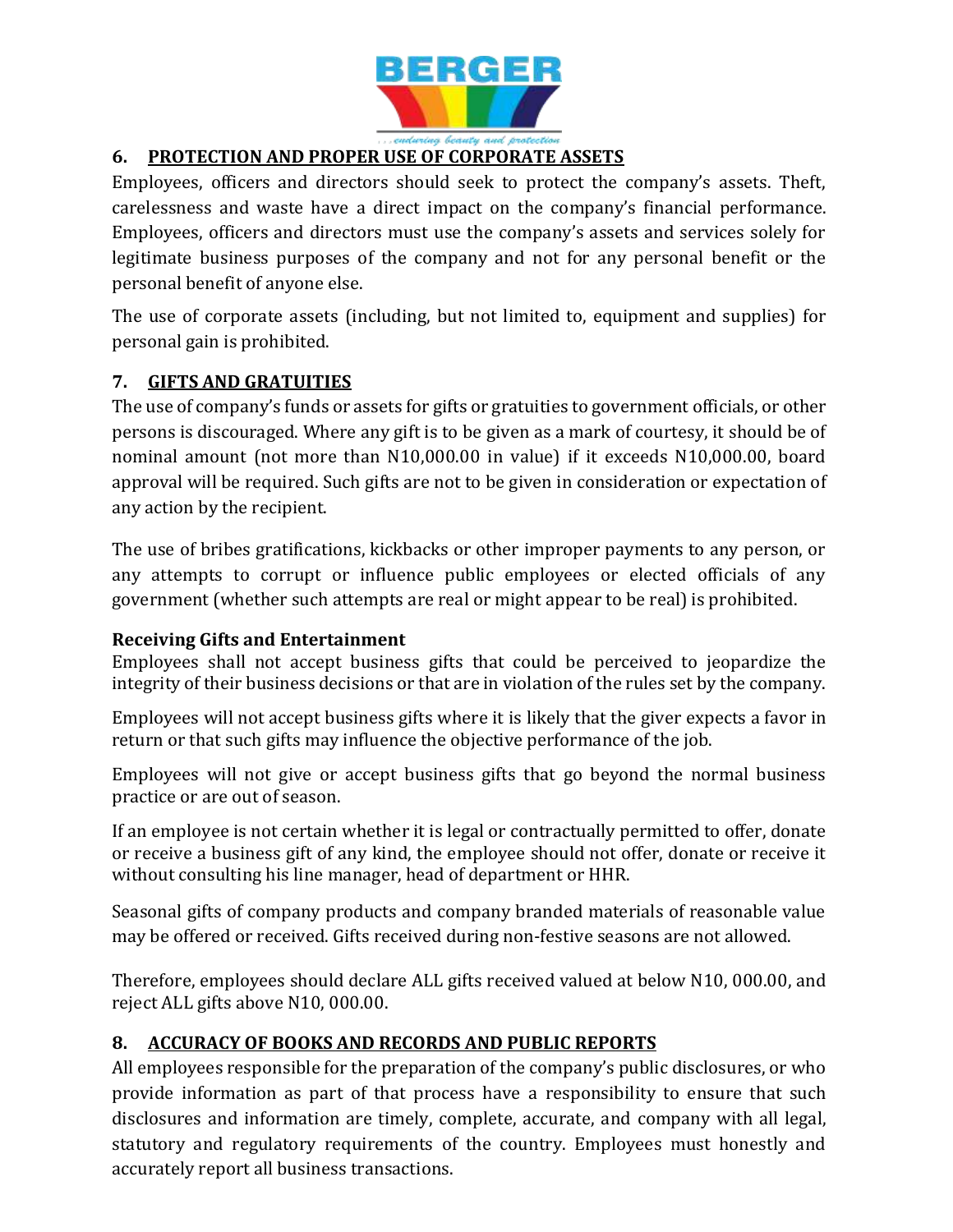## 6. PROTECTION AND PROPER USE OF CORPORATE ASSETS

Employees, officers and directors should seek to protect the company's assets. Theft, carelessness and waste have a direct impact on the company's financial performance. Employees, officers and directors must use the company's assets and services solely for legitimate business purposes of the company and not for any personal benefit or the personal benefit of anyone else.

The use of corporate assets (including, but not limited to, equipment and supplies) for personal gain is prohibited.

## 7. GIFTS AND GRATUITIES

The use of company's funds or assets for gifts or gratuities to government officials, or other persons is discouraged. Where any gift is to be given as a mark of courtesy, it should be of nominal amount (not more than N10,000.00 in value) if it exceeds N10,000.00, board approval will be required. Such gifts are not to be given in consideration or expectation of any action by the recipient.

The use of bribes gratifications, kickbacks or other improper payments to any person, or any attempts to corrupt or influence public employees or elected officials of any government (whether such attempts are real or might appear to be real) is prohibited.

### Receiving Gifts and Entertainment

Employees shall not accept business gifts that could be perceived to jeopardize the integrity of their business decisions or that are in violation of the rules set by the company.

Employees will not accept business gifts where it is likely that the giver expects a favor in return or that such gifts may influence the objective performance of the job.

Employees will not give or accept business gifts that go beyond the normal business practice or are out of season.

If an employee is not certain whether it is legal or contractually permitted to offer, donate or receive a business gift of any kind, the employee should not offer, donate or receive it without consulting his line manager, head of department or HHR.

Seasonal gifts of company products and company branded materials of reasonable value may be offered or received. Gifts received during non-festive seasons are not allowed.

Therefore, employees should declare ALL gifts received valued at below N10, 000.00, and reject ALL gifts above N10, 000.00.

## 8. ACCURACY OF BOOKS AND RECORDS AND PUBLIC REPORTS

All employees responsible for the preparation of the company's public disclosures, or who provide information as part of that process have a responsibility to ensure that such disclosures and information are timely, complete, accurate, and company with all legal, statutory and regulatory requirements of the country. Employees must honestly and accurately report all business transactions.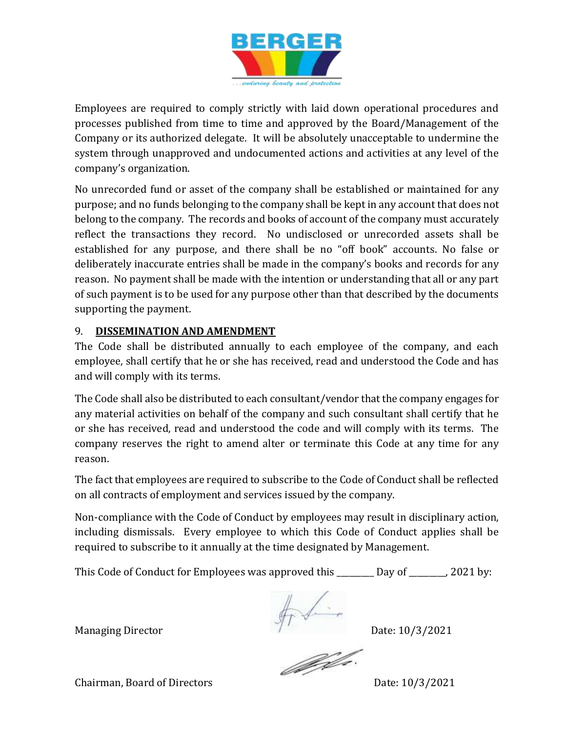Employees are required to comply strictly with laid down operational procedures and processes published from time to time and approved by the Board/Management of the Company or its authorized delegate. It will be absolutely unacceptable to undermine the system through unapproved and undocumented actions and activities at any level of the company's organization.

No unrecorded fund or asset of the company shall be established or maintained for any purpose; and no funds belonging to the company shall be kept in any account that does not belong to the company. The records and books of account of the company must accurately reflect the transactions they record. No undisclosed or unrecorded assets shall be established for any purpose, and there shall be no "off book" accounts. No false or deliberately inaccurate entries shall be made in the company's books and records for any reason. No payment shall be made with the intention or understanding that all or any part of such payment is to be used for any purpose other than that described by the documents supporting the payment.

## 9. DISSEMINATION AND AMENDMENT

The Code shall be distributed annually to each employee of the company, and each employee, shall certify that he or she has received, read and understood the Code and has and will comply with its terms.

The Code shall also be distributed to each consultant/vendor that the company engages for any material activities on behalf of the company and such consultant shall certify that he or she has received, read and understood the code and will comply with its terms. The company reserves the right to amend alter or terminate this Code at any time for any reason.

The fact that employees are required to subscribe to the Code of Conduct shall be reflected on all contracts of employment and services issued by the company.

Non-compliance with the Code of Conduct by employees may result in disciplinary action, including dismissals. Every employee to which this Code of Conduct applies shall be required to subscribe to it annually at the time designated by Management.

This Code of Conduct for Employees was approved this ________ Day of ________, 2021 by:

Managing Director Date: 10/3/2021

Chairman, Board of Directors Date: 10/3/2021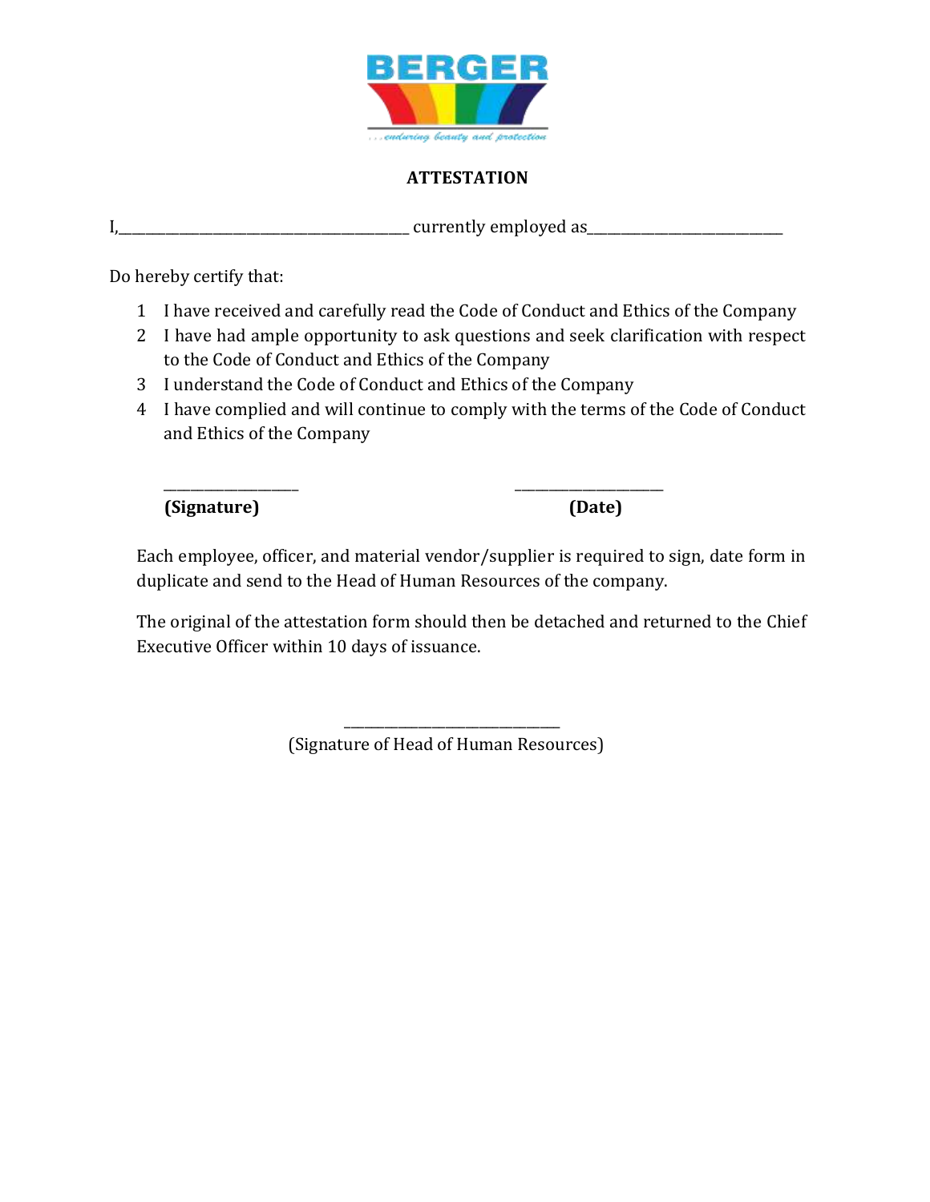BERGER

...enduring beauty and protection

## ATTESTATION

I,_________________________________________ currently employed as____________________________

Do hereby certify that:

1. I have received and carefully read the Code of Conduct and Ethics of the Company
2. I have had ample opportunity to ask questions and seek clarification with respect to the Code of Conduct and Ethics of the Company
3. I understand the Code of Conduct and Ethics of the Company
4. I have complied and will continue to comply with the terms of the Code of Conduct and Ethics of the Company

___________________ ______________________

**(Signature)** **(Date)**

Each employee, officer, and material vendor/supplier is required to sign, date form in duplicate and send to the Head of Human Resources of the company.

The original of the attestation form should then be detached and returned to the Chief Executive Officer within 10 days of issuance.

_______________________________

(Signature of Head of Human Resources)